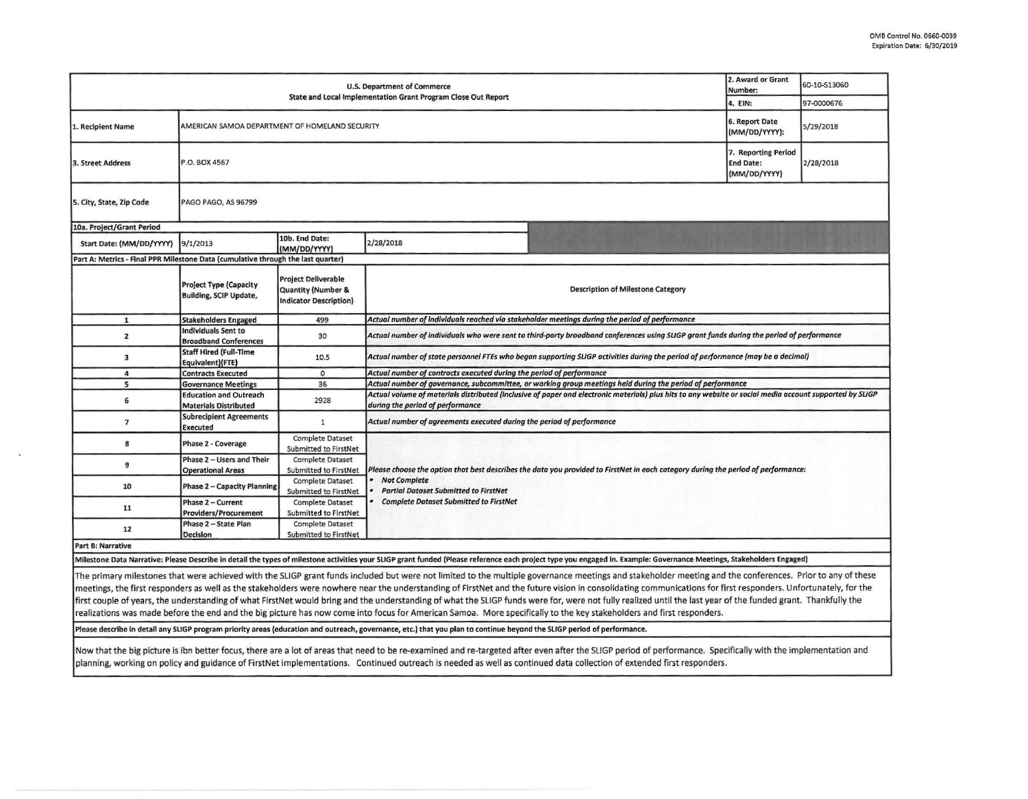OMB Control No. 0660-0039
Expiration Date: 6/30/2019

| U.S. Department of Commerce<br>State and Local Implementation Grant Program Close Out Report | | | | 2. Award or Grant Number: | 60-10-S13060 |
|---|---|---|---|---|---|
| | | | | 4. EIN: | 97-0000676 |
| 1. Recipient Name | AMERICAN SAMOA DEPARTMENT OF HOMELAND SECURITY | | | 6. Report Date (MM/DD/YYYY): | 5/29/2018 |
| 3. Street Address | P.O. BOX 4567 | | | 7. Reporting Period End Date: (MM/DD/YYYY) | 2/28/2018 |
| 5. City, State, Zip Code | PAGO PAGO, AS 96799 | | | | |
| 10a. Project/Grant Period | | | | | |
| Start Date: (MM/DD/YYYY) | 9/1/2013 | 10b. End Date: (MM/DD/YYYY) | 2/28/2018 | | |

**Part A: Metrics - Final PPR Milestone Data (cumulative through the last quarter)**

| | Project Type (Capacity Building, SCIP Update, | Project Deliverable Quantity (Number & Indicator Description) | Description of Milestone Category |
|---|---|---|---|
| 1 | Stakeholders Engaged | 499 | *Actual number of individuals reached via stakeholder meetings during the period of performance* |
| 2 | Individuals Sent to Broadband Conferences | 30 | *Actual number of individuals who were sent to third-party broadband conferences using SLIGP grant funds during the period of performance* |
| 3 | Staff Hired (Full-Time Equivalent)(FTE) | 10.5 | *Actual number of state personnel FTEs who began supporting SLIGP activities during the period of performance (may be a decimal)* |
| 4 | Contracts Executed | 0 | *Actual number of contracts executed during the period of performance* |
| 5 | Governance Meetings | 36 | *Actual number of governance, subcommittee, or working group meetings held during the period of performance* |
| 6 | Education and Outreach Materials Distributed | 2928 | *Actual volume of materials distributed (inclusive of paper and electronic materials) plus hits to any website or social media account supported by SLIGP during the period of performance* |
| 7 | Subrecipient Agreements Executed | 1 | *Actual number of agreements executed during the period of performance* |
| 8 | Phase 2 - Coverage | Complete Dataset Submitted to FirstNet | *Please choose the option that best describes the data you provided to FirstNet in each category during the period of performance:*<br>• *Not Complete*<br>• *Partial Dataset Submitted to FirstNet*<br>• *Complete Dataset Submitted to FirstNet* |
| 9 | Phase 2 – Users and Their Operational Areas | Complete Dataset Submitted to FirstNet | |
| 10 | Phase 2 – Capacity Planning | Complete Dataset Submitted to FirstNet | |
| 11 | Phase 2 – Current Providers/Procurement | Complete Dataset Submitted to FirstNet | |
| 12 | Phase 2 – State Plan Decision | Complete Dataset Submitted to FirstNet | |

**Part B: Narrative**

**Milestone Data Narrative: Please Describe in detail the types of milestone activities your SLIGP grant funded (Please reference each project type you engaged in. Example: Governance Meetings, Stakeholders Engaged)**

The primary milestones that were achieved with the SLIGP grant funds included but were not limited to the multiple governance meetings and stakeholder meeting and the conferences. Prior to any of these meetings, the first responders as well as the stakeholders were nowhere near the understanding of FirstNet and the future vision in consolidating communications for first responders. Unfortunately, for the first couple of years, the understanding of what FirstNet would bring and the understanding of what the SLIGP funds were for, were not fully realized until the last year of the funded grant. Thankfully the realizations was made before the end and the big picture has now come into focus for American Samoa. More specifically to the key stakeholders and first responders.

**Please describe in detail any SLIGP program priority areas (education and outreach, governance, etc.) that you plan to continue beyond the SLIGP period of performance.**

Now that the big picture is ibn better focus, there are a lot of areas that need to be re-examined and re-targeted after even after the SLIGP period of performance. Specifically with the implementation and planning, working on policy and guidance of FirstNet implementations. Continued outreach is needed as well as continued data collection of extended first responders.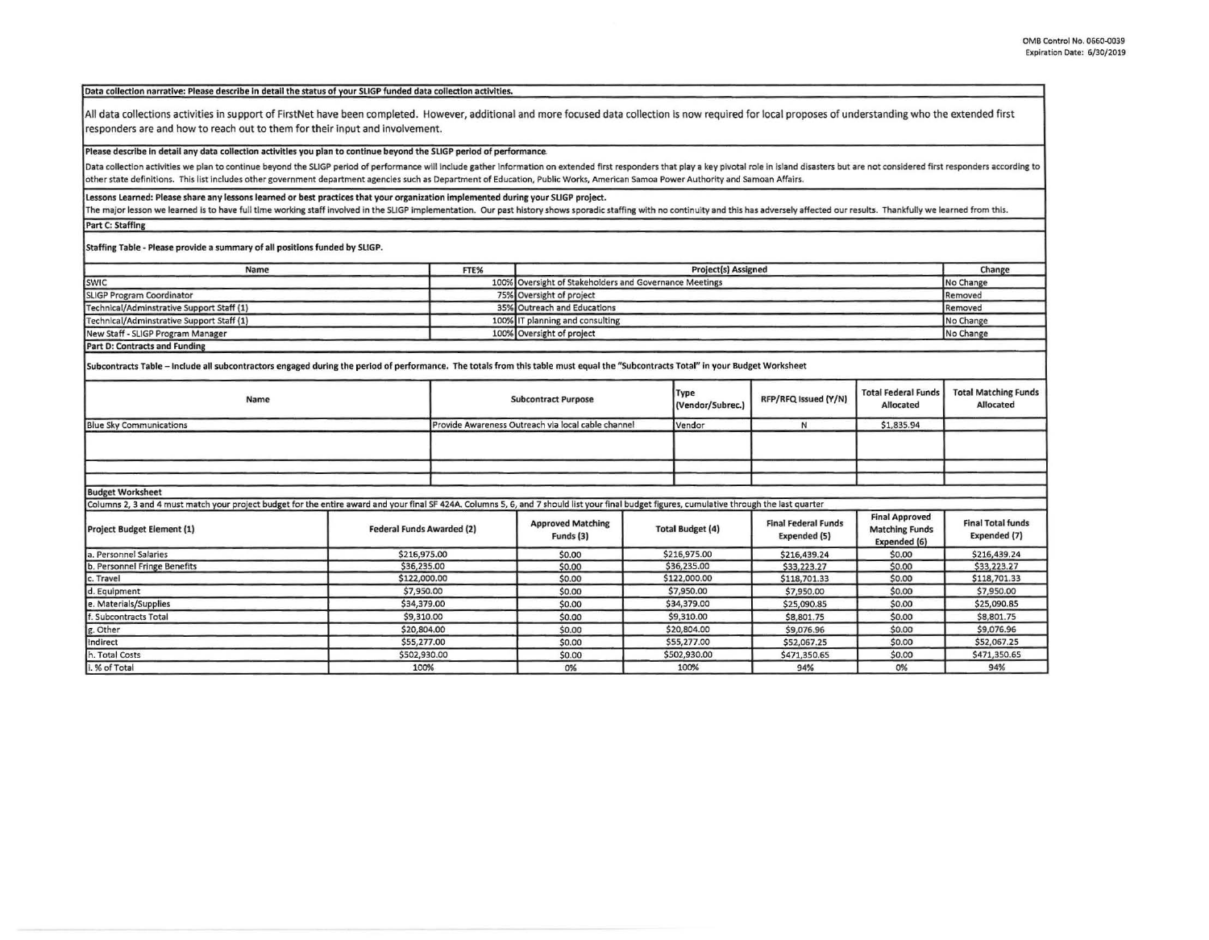OMB Control No. 0660-0039
Expiration Date: 6/30/2019

**Data collection narrative: Please describe in detail the status of your SLIGP funded data collection activities.**

All data collections activities in support of FirstNet have been completed. However, additional and more focused data collection is now required for local proposes of understanding who the extended first responders are and how to reach out to them for their input and involvement.

**Please describe in detail any data collection activities you plan to continue beyond the SLIGP period of performance.**

Data collection activities we plan to continue beyond the SLIGP period of performance will include gather information on extended first responders that play a key pivotal role in island disasters but are not considered first responders according to other state definitions. This list includes other government department agencies such as Department of Education, Public Works, American Samoa Power Authority and Samoan Affairs.

**Lessons Learned: Please share any lessons learned or best practices that your organization implemented during your SLIGP project.**

The major lesson we learned is to have full time working staff involved in the SLIGP implementation. Our past history shows sporadic staffing with no continuity and this has adversely affected our results. Thankfully we learned from this.

**Part C: Staffing**

**Staffing Table - Please provide a summary of all positions funded by SLIGP.**

| Name | FTE% | Project(s) Assigned | Change |
|---|---|---|---|
| SWIC | 100% | Oversight of Stakeholders and Governance Meetings | No Change |
| SLIGP Program Coordinator | 75% | Oversight of project | Removed |
| Technical/Adminstrative Support Staff (1) | 35% | Outreach and Educations | Removed |
| Technical/Adminstrative Support Staff (1) | 100% | IT planning and consulting | No Change |
| New Staff - SLIGP Program Manager | 100% | Oversight of project | No Change |

**Part D: Contracts and Funding**

**Subcontracts Table – Include all subcontractors engaged during the period of performance. The totals from this table must equal the "Subcontracts Total" in your Budget Worksheet**

| Name | Subcontract Purpose | Type (Vendor/Subrec.) | RFP/RFQ Issued (Y/N) | Total Federal Funds Allocated | Total Matching Funds Allocated |
|---|---|---|---|---|---|
| Blue Sky Communications | Provide Awareness Outreach via local cable channel | Vendor | N | $1,835.94 | |
| | | | | | |
| | | | | | |
| | | | | | |

**Budget Worksheet**

Columns 2, 3 and 4 must match your project budget for the entire award and your final SF 424A. Columns 5, 6, and 7 should list your final budget figures, cumulative through the last quarter

| Project Budget Element (1) | Federal Funds Awarded (2) | Approved Matching Funds (3) | Total Budget (4) | Final Federal Funds Expended (5) | Final Approved Matching Funds Expended (6) | Final Total funds Expended (7) |
|---|---|---|---|---|---|---|
| a. Personnel Salaries | $216,975.00 | $0.00 | $216,975.00 | $216,439.24 | $0.00 | $216,439.24 |
| b. Personnel Fringe Benefits | $36,235.00 | $0.00 | $36,235.00 | $33,223.27 | $0.00 | $33,223.27 |
| c. Travel | $122,000.00 | $0.00 | $122,000.00 | $118,701.33 | $0.00 | $118,701.33 |
| d. Equipment | $7,950.00 | $0.00 | $7,950.00 | $7,950.00 | $0.00 | $7,950.00 |
| e. Materials/Supplies | $34,379.00 | $0.00 | $34,379.00 | $25,090.85 | $0.00 | $25,090.85 |
| f. Subcontracts Total | $9,310.00 | $0.00 | $9,310.00 | $8,801.75 | $0.00 | $8,801.75 |
| g. Other | $20,804.00 | $0.00 | $20,804.00 | $9,076.96 | $0.00 | $9,076.96 |
| Indirect | $55,277.00 | $0.00 | $55,277.00 | $52,067.25 | $0.00 | $52,067.25 |
| h. Total Costs | $502,930.00 | $0.00 | $502,930.00 | $471,350.65 | $0.00 | $471,350.65 |
| i. % of Total | 100% | 0% | 100% | 94% | 0% | 94% |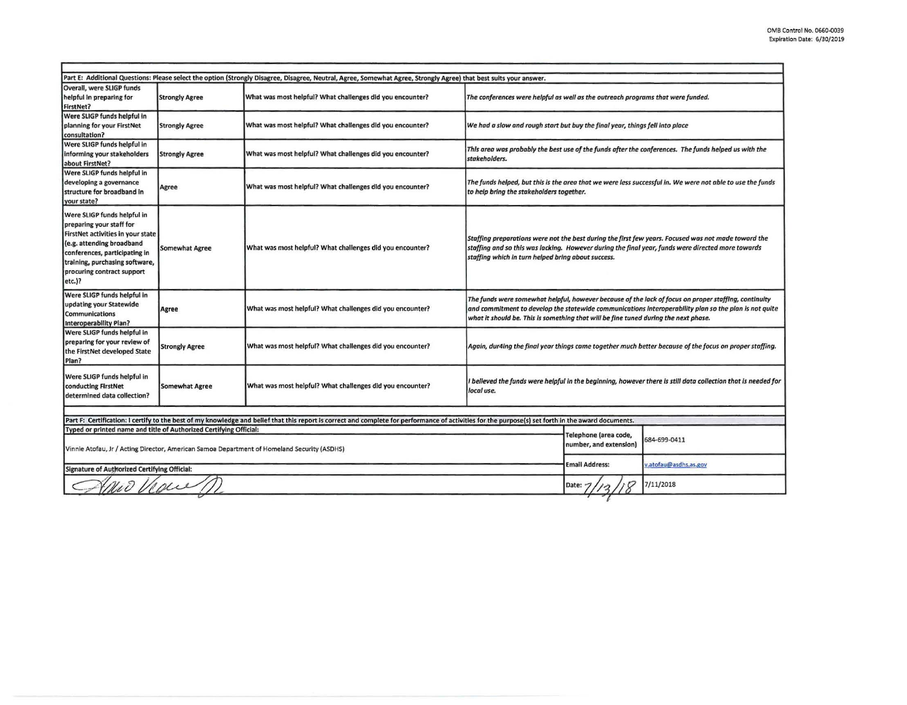OMB Control No. 0660-0039
Expiration Date: 6/30/2019

| Part E: Additional Questions: Please select the option (Strongly Disagree, Disagree, Neutral, Agree, Somewhat Agree, Strongly Agree) that best suits your answer. | | | |
|---|---|---|---|
| Overall, were SLIGP funds helpful in preparing for FirstNet? | Strongly Agree | What was most helpful? What challenges did you encounter? | *The conferences were helpful as well as the outreach programs that were funded.* |
| Were SLIGP funds helpful in planning for your FirstNet consultation? | Strongly Agree | What was most helpful? What challenges did you encounter? | *We had a slow and rough start but buy the final year, things fell into place* |
| Were SLIGP funds helpful in informing your stakeholders about FirstNet? | Strongly Agree | What was most helpful? What challenges did you encounter? | *This area was probably the best use of the funds after the conferences. The funds helped us with the stakeholders.* |
| Were SLIGP funds helpful in developing a governance structure for broadband in your state? | Agree | What was most helpful? What challenges did you encounter? | *The funds helped, but this is the area that we were less successful in. We were not able to use the funds to help bring the stakeholders together.* |
| Were SLIGP funds helpful in preparing your staff for FirstNet activities in your state (e.g. attending broadband conferences, participating in training, purchasing software, procuring contract support etc.)? | Somewhat Agree | What was most helpful? What challenges did you encounter? | *Staffing preparations were not the best during the first few years. Focused was not made toward the staffing and so this was lacking. However during the final year, funds were directed more towards staffing which in turn helped bring about success.* |
| Were SLIGP funds helpful in updating your Statewide Communications Interoperability Plan? | Agree | What was most helpful? What challenges did you encounter? | *The funds were somewhat helpful, however because of the lack of focus on proper staffing, continuity and commitment to develop the statewide communications interoperability plan so the plan is not quite what it should be. This is something that will be fine tuned during the next phase.* |
| Were SLIGP funds helpful in preparing for your review of the FirstNet developed State Plan? | Strongly Agree | What was most helpful? What challenges did you encounter? | *Again, dur4ing the final year things came together much better because of the focus on proper staffing.* |
| Were SLIGP funds helpful in conducting FirstNet determined data collection? | Somewhat Agree | What was most helpful? What challenges did you encounter? | *I believed the funds were helpful in the beginning, however there is still data collection that is needed for local use.* |

| Part F: Certification: I certify to the best of my knowledge and belief that this report is correct and complete for performance of activities for the purpose(s) set forth in the award documents. | | |
|---|---|---|
| Typed or printed name and title of Authorized Certifying Official: Vinnie Atofau, Jr / Acting Director, American Samoa Department of Homeland Security (ASDHS) | Telephone (area code, number, and extension) | 684-699-0411 |
| Signature of Authorized Certifying Official: | Email Address: | v.atofau@asdhs.as.gov |
| | Date: 7/13/18 | 7/11/2018 |